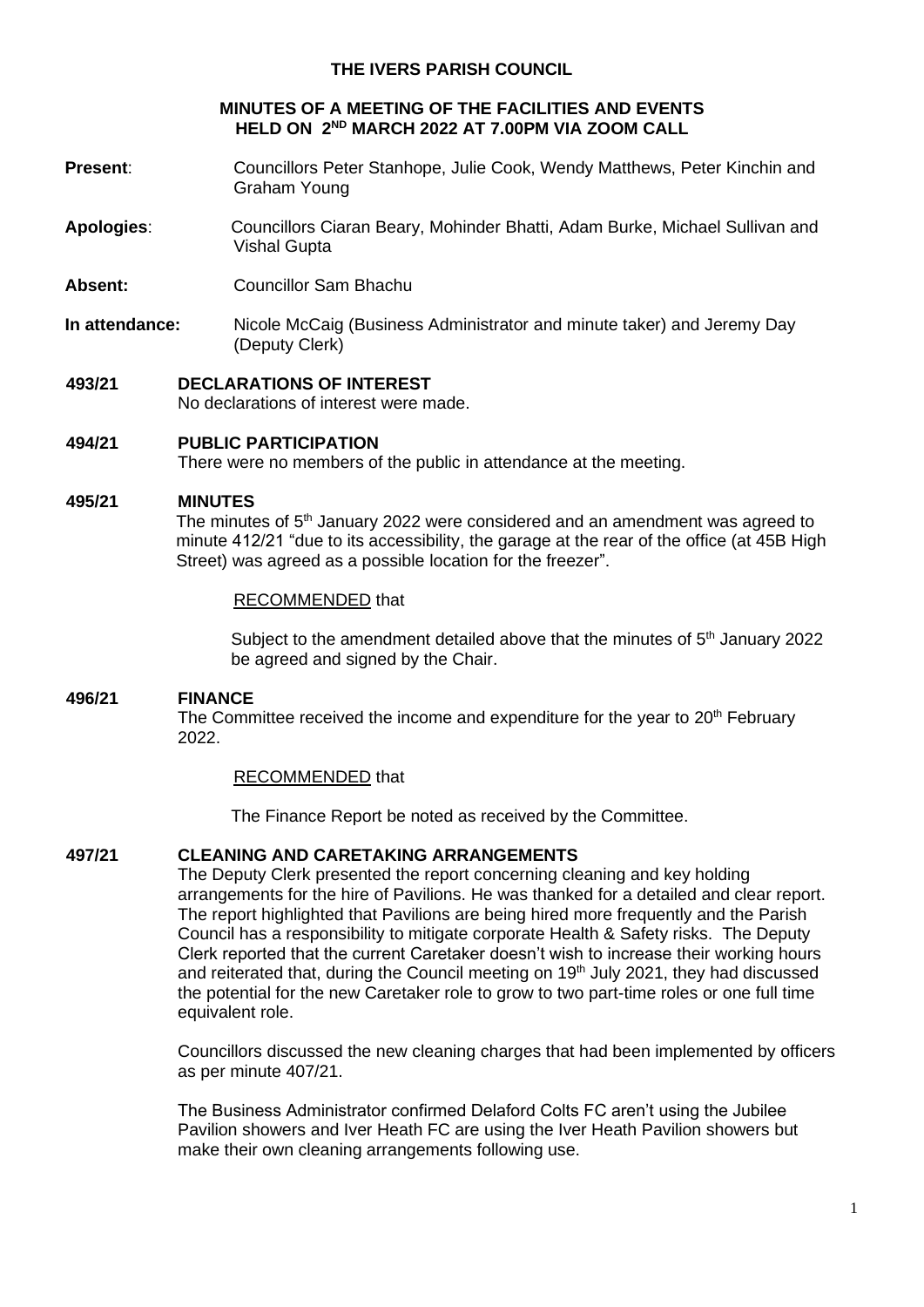# THE IVERS PARISH COUNCIL

## MINUTES OF A MEETING OF THE FACILITIES AND EVENTS HELD ON 2ND MARCH 2022 AT 7.00PM VIA ZOOM CALL

**Present**: Councillors Peter Stanhope, Julie Cook, Wendy Matthews, Peter Kinchin and Graham Young

**Apologies**: Councillors Ciaran Beary, Mohinder Bhatti, Adam Burke, Michael Sullivan and Vishal Gupta

**Absent:** Councillor Sam Bhachu

**In attendance:** Nicole McCaig (Business Administrator and minute taker) and Jeremy Day (Deputy Clerk)

**493/21 DECLARATIONS OF INTEREST**

No declarations of interest were made.

**494/21 PUBLIC PARTICIPATION**

There were no members of the public in attendance at the meeting.

**495/21 MINUTES**

The minutes of 5th January 2022 were considered and an amendment was agreed to minute 412/21 "due to its accessibility, the garage at the rear of the office (at 45B High Street) was agreed as a possible location for the freezer".

<u>RECOMMENDED</u> that

Subject to the amendment detailed above that the minutes of 5th January 2022 be agreed and signed by the Chair.

**496/21 FINANCE**

The Committee received the income and expenditure for the year to 20th February 2022.

<u>RECOMMENDED</u> that

The Finance Report be noted as received by the Committee.

**497/21 CLEANING AND CARETAKING ARRANGEMENTS**

The Deputy Clerk presented the report concerning cleaning and key holding arrangements for the hire of Pavilions. He was thanked for a detailed and clear report. The report highlighted that Pavilions are being hired more frequently and the Parish Council has a responsibility to mitigate corporate Health & Safety risks. The Deputy Clerk reported that the current Caretaker doesn't wish to increase their working hours and reiterated that, during the Council meeting on 19th July 2021, they had discussed the potential for the new Caretaker role to grow to two part-time roles or one full time equivalent role.

Councillors discussed the new cleaning charges that had been implemented by officers as per minute 407/21.

The Business Administrator confirmed Delaford Colts FC aren't using the Jubilee Pavilion showers and Iver Heath FC are using the Iver Heath Pavilion showers but make their own cleaning arrangements following use.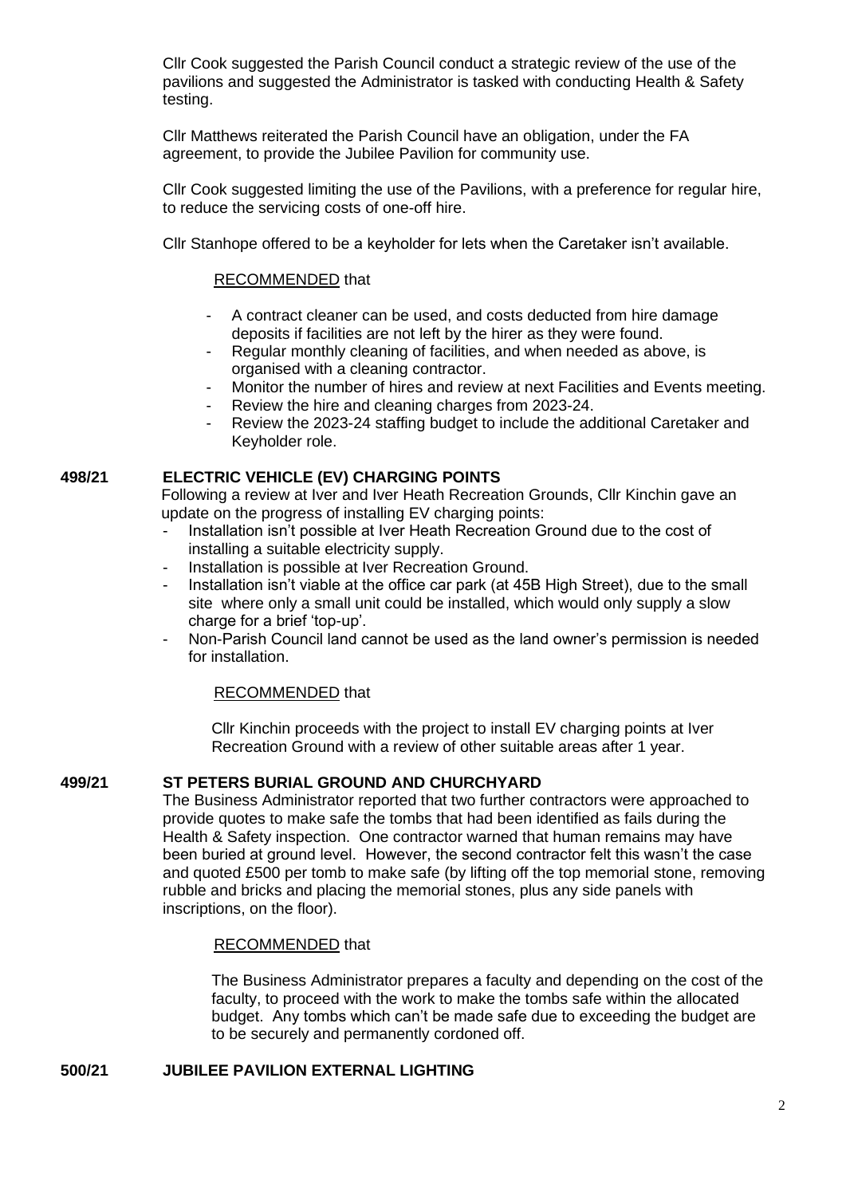Cllr Cook suggested the Parish Council conduct a strategic review of the use of the pavilions and suggested the Administrator is tasked with conducting Health & Safety testing.

Cllr Matthews reiterated the Parish Council have an obligation, under the FA agreement, to provide the Jubilee Pavilion for community use.

Cllr Cook suggested limiting the use of the Pavilions, with a preference for regular hire, to reduce the servicing costs of one-off hire.

Cllr Stanhope offered to be a keyholder for lets when the Caretaker isn't available.

RECOMMENDED that

- A contract cleaner can be used, and costs deducted from hire damage deposits if facilities are not left by the hirer as they were found.
- Regular monthly cleaning of facilities, and when needed as above, is organised with a cleaning contractor.
- Monitor the number of hires and review at next Facilities and Events meeting.
- Review the hire and cleaning charges from 2023-24.
- Review the 2023-24 staffing budget to include the additional Caretaker and Keyholder role.

**498/21 ELECTRIC VEHICLE (EV) CHARGING POINTS**

Following a review at Iver and Iver Heath Recreation Grounds, Cllr Kinchin gave an update on the progress of installing EV charging points:

- Installation isn't possible at Iver Heath Recreation Ground due to the cost of installing a suitable electricity supply.
- Installation is possible at Iver Recreation Ground.
- Installation isn't viable at the office car park (at 45B High Street), due to the small site where only a small unit could be installed, which would only supply a slow charge for a brief 'top-up'.
- Non-Parish Council land cannot be used as the land owner's permission is needed for installation.

RECOMMENDED that

Cllr Kinchin proceeds with the project to install EV charging points at Iver Recreation Ground with a review of other suitable areas after 1 year.

**499/21 ST PETERS BURIAL GROUND AND CHURCHYARD**

The Business Administrator reported that two further contractors were approached to provide quotes to make safe the tombs that had been identified as fails during the Health & Safety inspection. One contractor warned that human remains may have been buried at ground level. However, the second contractor felt this wasn't the case and quoted £500 per tomb to make safe (by lifting off the top memorial stone, removing rubble and bricks and placing the memorial stones, plus any side panels with inscriptions, on the floor).

RECOMMENDED that

The Business Administrator prepares a faculty and depending on the cost of the faculty, to proceed with the work to make the tombs safe within the allocated budget. Any tombs which can't be made safe due to exceeding the budget are to be securely and permanently cordoned off.

**500/21 JUBILEE PAVILION EXTERNAL LIGHTING**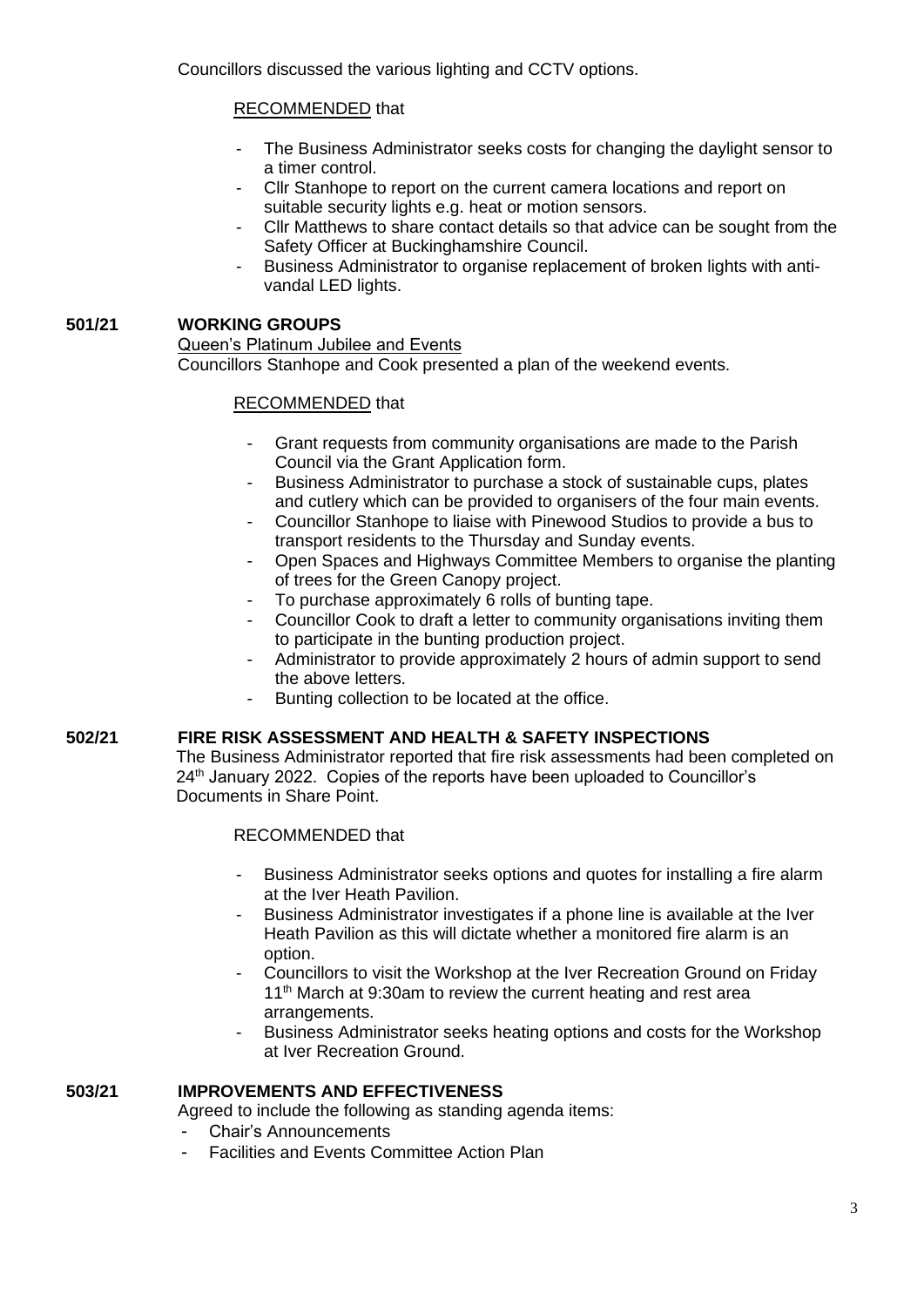Councillors discussed the various lighting and CCTV options.

RECOMMENDED that

- The Business Administrator seeks costs for changing the daylight sensor to a timer control.
- Cllr Stanhope to report on the current camera locations and report on suitable security lights e.g. heat or motion sensors.
- Cllr Matthews to share contact details so that advice can be sought from the Safety Officer at Buckinghamshire Council.
- Business Administrator to organise replacement of broken lights with anti-vandal LED lights.

## 501/21 WORKING GROUPS

Queen's Platinum Jubilee and Events

Councillors Stanhope and Cook presented a plan of the weekend events.

RECOMMENDED that

- Grant requests from community organisations are made to the Parish Council via the Grant Application form.
- Business Administrator to purchase a stock of sustainable cups, plates and cutlery which can be provided to organisers of the four main events.
- Councillor Stanhope to liaise with Pinewood Studios to provide a bus to transport residents to the Thursday and Sunday events.
- Open Spaces and Highways Committee Members to organise the planting of trees for the Green Canopy project.
- To purchase approximately 6 rolls of bunting tape.
- Councillor Cook to draft a letter to community organisations inviting them to participate in the bunting production project.
- Administrator to provide approximately 2 hours of admin support to send the above letters.
- Bunting collection to be located at the office.

## 502/21 FIRE RISK ASSESSMENT AND HEALTH & SAFETY INSPECTIONS

The Business Administrator reported that fire risk assessments had been completed on 24th January 2022. Copies of the reports have been uploaded to Councillor's Documents in Share Point.

RECOMMENDED that

- Business Administrator seeks options and quotes for installing a fire alarm at the Iver Heath Pavilion.
- Business Administrator investigates if a phone line is available at the Iver Heath Pavilion as this will dictate whether a monitored fire alarm is an option.
- Councillors to visit the Workshop at the Iver Recreation Ground on Friday 11th March at 9:30am to review the current heating and rest area arrangements.
- Business Administrator seeks heating options and costs for the Workshop at Iver Recreation Ground.

## 503/21 IMPROVEMENTS AND EFFECTIVENESS

Agreed to include the following as standing agenda items:

- Chair's Announcements
- Facilities and Events Committee Action Plan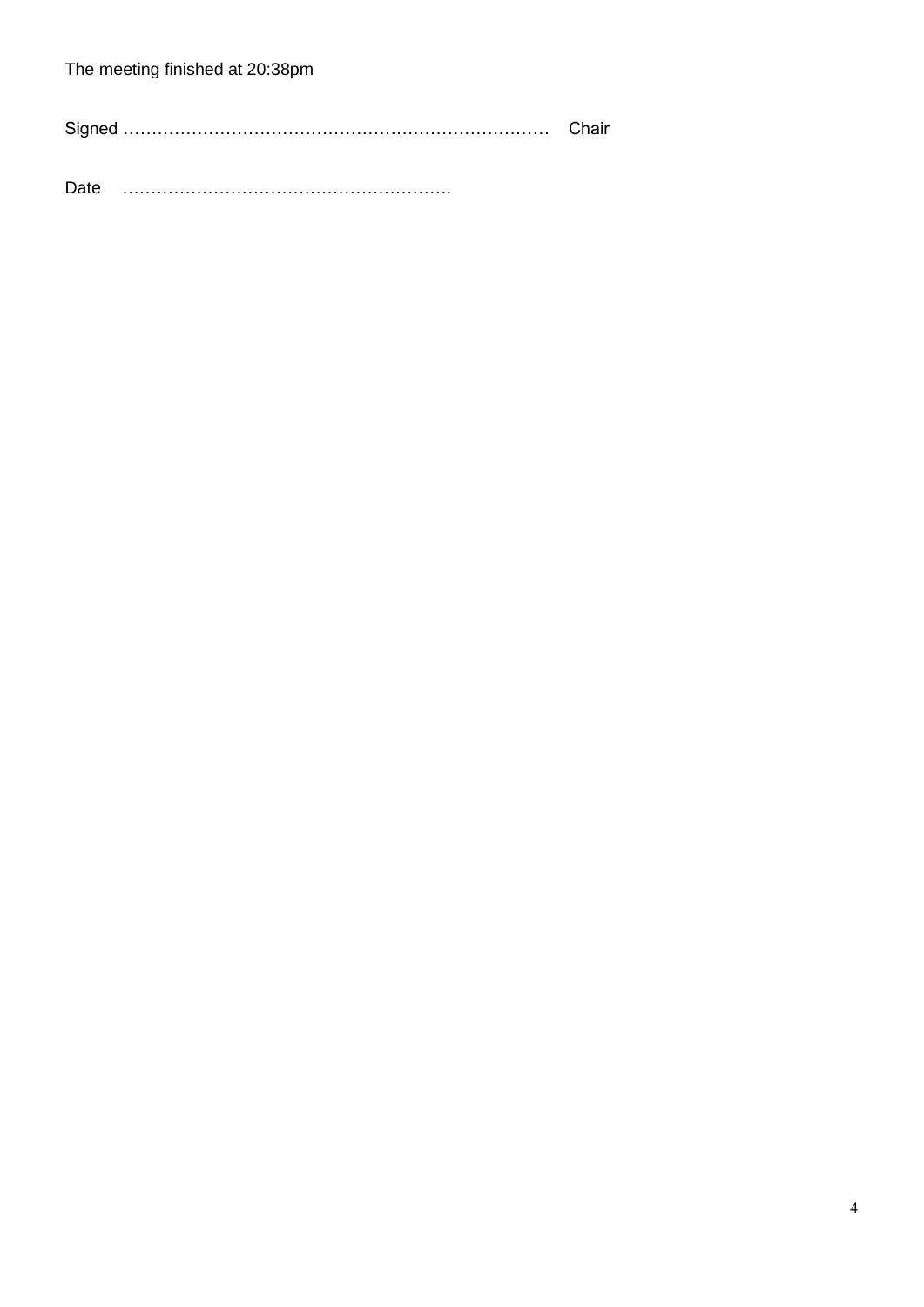The meeting finished at 20:38pm

Signed ………………………………………………………………… Chair

Date ………………………………………………….